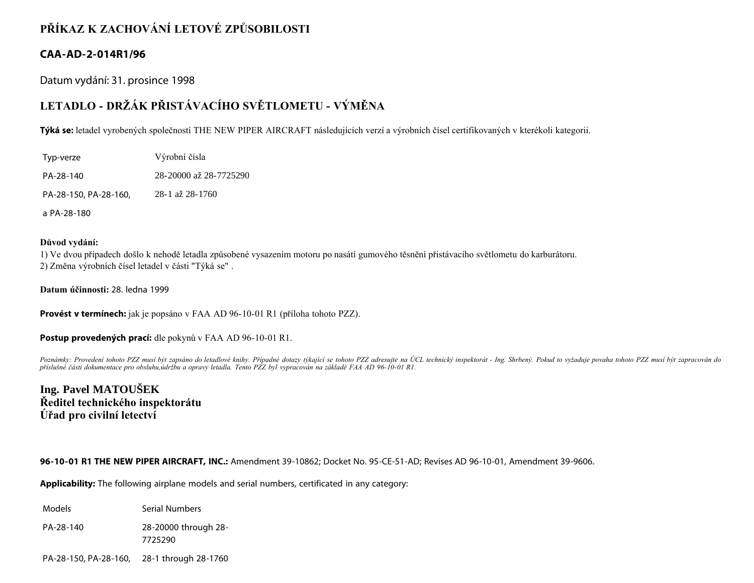# PŘÍKAZ K ZACHOVÁNÍ LETOVÉ ZPŮSOBILOSTI

## CAA-AD-2-014R1/96

Datum vydání: 31. prosince 1998

## LETADLO - DRŽÁK PŘISTÁVACÍHO SVĚTLOMETU - VÝMĚNA

**Týká se:** letadel vyrobených společností THE NEW PIPER AIRCRAFT následujících verzí a výrobních čísel certifikovaných v kterékoli kategorii.

| Typ-verze | Výrobní čísla |
|---|---|
| PA-28-140 | 28-20000 až 28-7725290 |
| PA-28-150, PA-28-160, a PA-28-180 | 28-1 až 28-1760 |

**Důvod vydání:**
1) Ve dvou případech došlo k nehodě letadla způsobené vysazením motoru po nasátí gumového těsnění přistávacího světlometu do karburátoru.
2) Změna výrobních čísel letadel v části "Týká se" .

**Datum účinnosti:** 28. ledna 1999

**Provést v termínech:** jak je popsáno v FAA AD 96-10-01 R1 (příloha tohoto PZZ).

**Postup provedených prací:** dle pokynů v FAA AD 96-10-01 R1.

*Poznámky: Provedení tohoto PZZ musí být zapsáno do letadlové knihy. Případné dotazy týkající se tohoto PZZ adresujte na ÚCL technický inspektorát - Ing. Shrbený. Pokud to vyžaduje povaha tohoto PZZ musí být zapracován do příslušné části dokumentace pro obsluhu,údržbu a opravy letadla. Tento PZZ byl vypracován na základě FAA AD 96-10-01 R1.*

**Ing. Pavel MATOUŠEK**
**Ředitel technického inspektorátu**
**Úřad pro civilní letectví**

**96-10-01 R1 THE NEW PIPER AIRCRAFT, INC.:** Amendment 39-10862; Docket No. 95-CE-51-AD; Revises AD 96-10-01, Amendment 39-9606.

**Applicability:** The following airplane models and serial numbers, certificated in any category:

| Models | Serial Numbers |
|---|---|
| PA-28-140 | 28-20000 through 28-7725290 |
| PA-28-150, PA-28-160, | 28-1 through 28-1760 |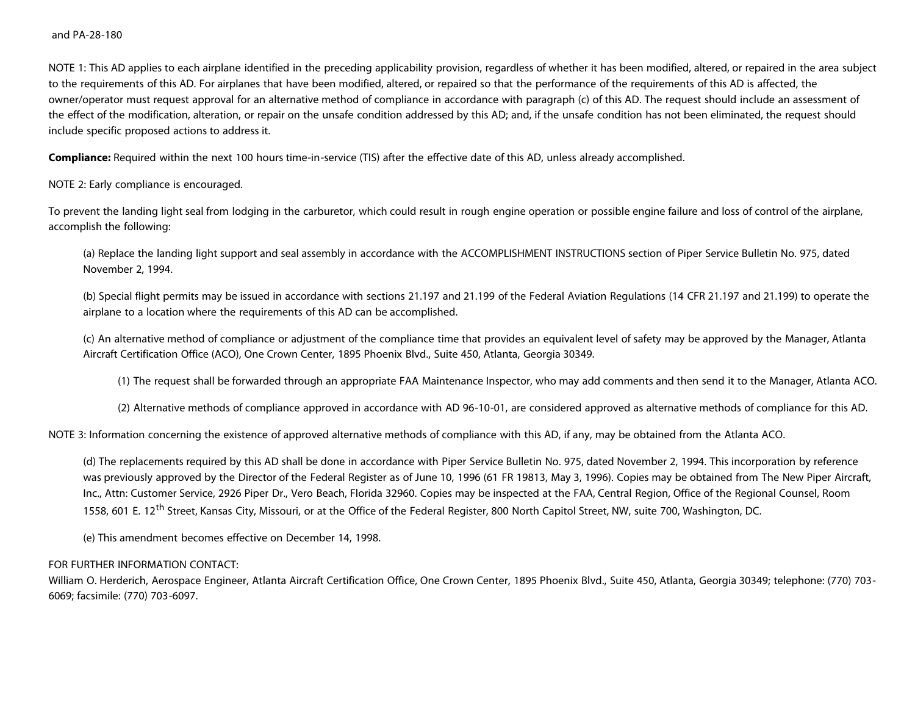and PA-28-180

NOTE 1: This AD applies to each airplane identified in the preceding applicability provision, regardless of whether it has been modified, altered, or repaired in the area subject to the requirements of this AD. For airplanes that have been modified, altered, or repaired so that the performance of the requirements of this AD is affected, the owner/operator must request approval for an alternative method of compliance in accordance with paragraph (c) of this AD. The request should include an assessment of the effect of the modification, alteration, or repair on the unsafe condition addressed by this AD; and, if the unsafe condition has not been eliminated, the request should include specific proposed actions to address it.

**Compliance:** Required within the next 100 hours time-in-service (TIS) after the effective date of this AD, unless already accomplished.

NOTE 2: Early compliance is encouraged.

To prevent the landing light seal from lodging in the carburetor, which could result in rough engine operation or possible engine failure and loss of control of the airplane, accomplish the following:

(a) Replace the landing light support and seal assembly in accordance with the ACCOMPLISHMENT INSTRUCTIONS section of Piper Service Bulletin No. 975, dated November 2, 1994.

(b) Special flight permits may be issued in accordance with sections 21.197 and 21.199 of the Federal Aviation Regulations (14 CFR 21.197 and 21.199) to operate the airplane to a location where the requirements of this AD can be accomplished.

(c) An alternative method of compliance or adjustment of the compliance time that provides an equivalent level of safety may be approved by the Manager, Atlanta Aircraft Certification Office (ACO), One Crown Center, 1895 Phoenix Blvd., Suite 450, Atlanta, Georgia 30349.

(1) The request shall be forwarded through an appropriate FAA Maintenance Inspector, who may add comments and then send it to the Manager, Atlanta ACO.

(2) Alternative methods of compliance approved in accordance with AD 96-10-01, are considered approved as alternative methods of compliance for this AD.

NOTE 3: Information concerning the existence of approved alternative methods of compliance with this AD, if any, may be obtained from the Atlanta ACO.

(d) The replacements required by this AD shall be done in accordance with Piper Service Bulletin No. 975, dated November 2, 1994. This incorporation by reference was previously approved by the Director of the Federal Register as of June 10, 1996 (61 FR 19813, May 3, 1996). Copies may be obtained from The New Piper Aircraft, Inc., Attn: Customer Service, 2926 Piper Dr., Vero Beach, Florida 32960. Copies may be inspected at the FAA, Central Region, Office of the Regional Counsel, Room 1558, 601 E. 12th Street, Kansas City, Missouri, or at the Office of the Federal Register, 800 North Capitol Street, NW, suite 700, Washington, DC.

(e) This amendment becomes effective on December 14, 1998.

FOR FURTHER INFORMATION CONTACT:
William O. Herderich, Aerospace Engineer, Atlanta Aircraft Certification Office, One Crown Center, 1895 Phoenix Blvd., Suite 450, Atlanta, Georgia 30349; telephone: (770) 703-6069; facsimile: (770) 703-6097.